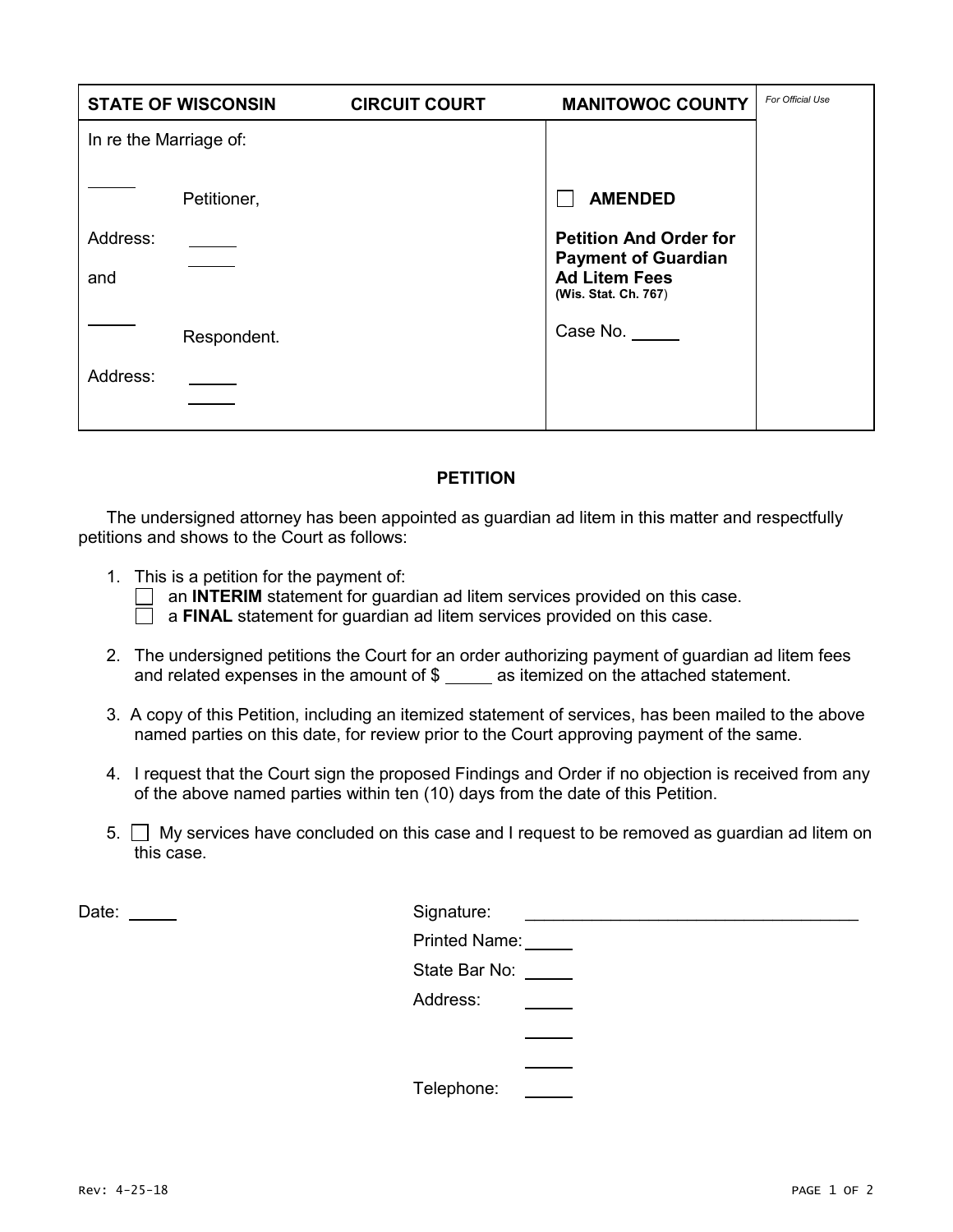| STATE OF WISCONSIN | CIRCUIT COURT | MANITOWOC COUNTY | *For Official Use* |
|---|---|---|---|
| In re the Marriage of:<br><br>_____ Petitioner,<br><br>Address: _____<br>_____<br>and<br><br>_____ Respondent.<br><br>Address: _____<br>_____ | | ☐ **AMENDED**<br><br>**Petition And Order for Payment of Guardian Ad Litem Fees**<br>**(Wis. Stat. Ch. 767)**<br><br>Case No. _____ | |

## PETITION

The undersigned attorney has been appointed as guardian ad litem in this matter and respectfully petitions and shows to the Court as follows:

1. This is a petition for the payment of:
   - ☐ an **INTERIM** statement for guardian ad litem services provided on this case.
   - ☐ a **FINAL** statement for guardian ad litem services provided on this case.
2. The undersigned petitions the Court for an order authorizing payment of guardian ad litem fees and related expenses in the amount of $ _____ as itemized on the attached statement.
3. A copy of this Petition, including an itemized statement of services, has been mailed to the above named parties on this date, for review prior to the Court approving payment of the same.
4. I request that the Court sign the proposed Findings and Order if no objection is received from any of the above named parties within ten (10) days from the date of this Petition.
5. ☐ My services have concluded on this case and I request to be removed as guardian ad litem on this case.

Date: _____

Signature: ___________________________________

Printed Name: _____

State Bar No: _____

Address: _____
_____
_____

Telephone: _____

Rev: 4-25-18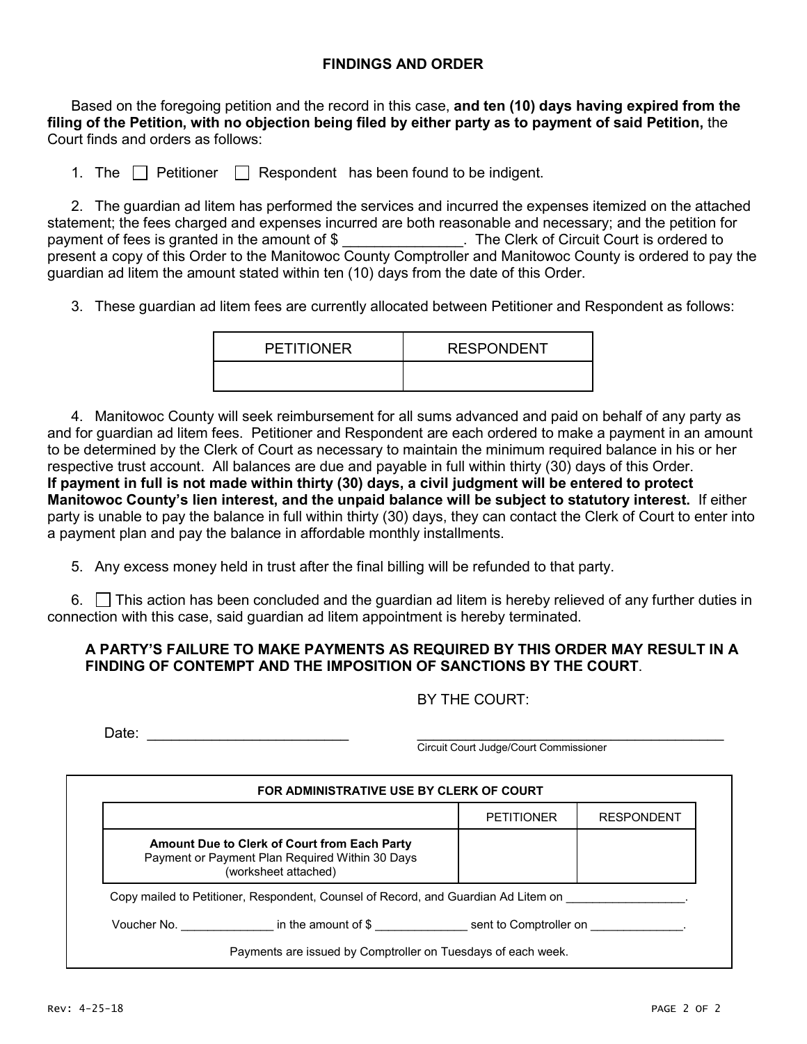## FINDINGS AND ORDER

Based on the foregoing petition and the record in this case, **and ten (10) days having expired from the filing of the Petition, with no objection being filed by either party as to payment of said Petition,** the Court finds and orders as follows:

1. The ☐ Petitioner ☐ Respondent has been found to be indigent.

2. The guardian ad litem has performed the services and incurred the expenses itemized on the attached statement; the fees charged and expenses incurred are both reasonable and necessary; and the petition for payment of fees is granted in the amount of $ _______________. The Clerk of Circuit Court is ordered to present a copy of this Order to the Manitowoc County Comptroller and Manitowoc County is ordered to pay the guardian ad litem the amount stated within ten (10) days from the date of this Order.

3. These guardian ad litem fees are currently allocated between Petitioner and Respondent as follows:

| PETITIONER | RESPONDENT |
|---|---|
| | |

4. Manitowoc County will seek reimbursement for all sums advanced and paid on behalf of any party as and for guardian ad litem fees. Petitioner and Respondent are each ordered to make a payment in an amount to be determined by the Clerk of Court as necessary to maintain the minimum required balance in his or her respective trust account. All balances are due and payable in full within thirty (30) days of this Order. **If payment in full is not made within thirty (30) days, a civil judgment will be entered to protect Manitowoc County's lien interest, and the unpaid balance will be subject to statutory interest.** If either party is unable to pay the balance in full within thirty (30) days, they can contact the Clerk of Court to enter into a payment plan and pay the balance in affordable monthly installments.

5. Any excess money held in trust after the final billing will be refunded to that party.

6. ☐ This action has been concluded and the guardian ad litem is hereby relieved of any further duties in connection with this case, said guardian ad litem appointment is hereby terminated.

**A PARTY'S FAILURE TO MAKE PAYMENTS AS REQUIRED BY THIS ORDER MAY RESULT IN A FINDING OF CONTEMPT AND THE IMPOSITION OF SANCTIONS BY THE COURT**.

BY THE COURT:

Date: _________________________ _________________________________________

Circuit Court Judge/Court Commissioner

**FOR ADMINISTRATIVE USE BY CLERK OF COURT**

| | PETITIONER | RESPONDENT |
|---|---|---|
| **Amount Due to Clerk of Court from Each Party** Payment or Payment Plan Required Within 30 Days (worksheet attached) | | |

Copy mailed to Petitioner, Respondent, Counsel of Record, and Guardian Ad Litem on __________________.

Voucher No. ______________ in the amount of $ ______________ sent to Comptroller on ______________.

Payments are issued by Comptroller on Tuesdays of each week.

Rev: 4-25-18